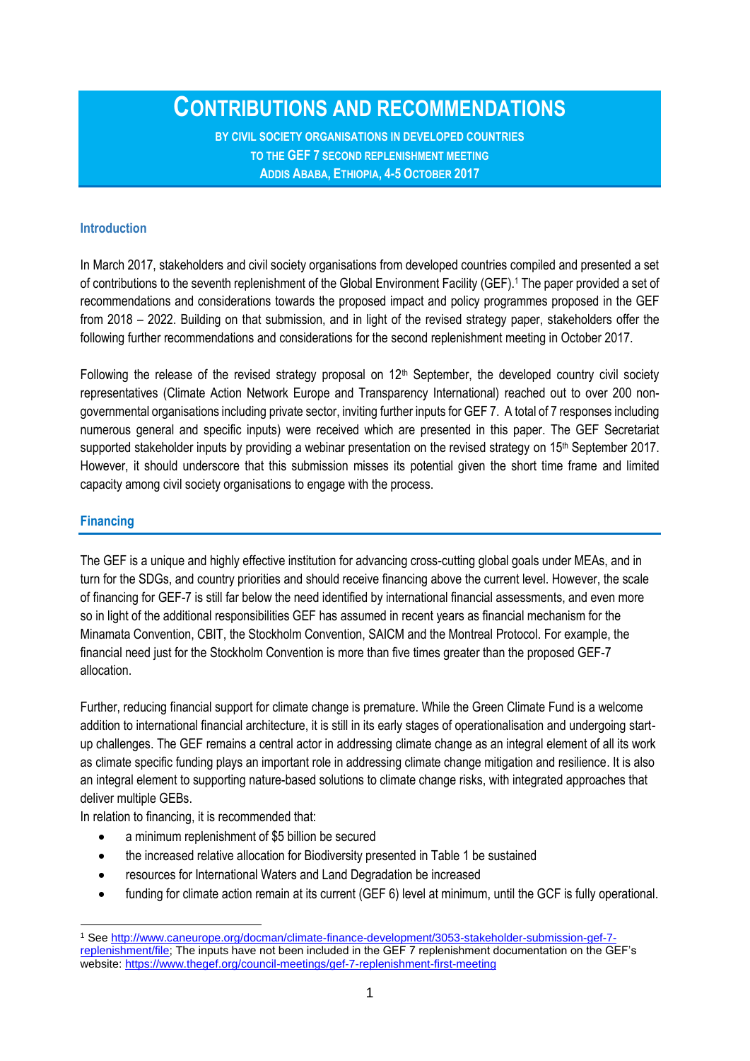# CONTRIBUTIONS AND RECOMMENDATIONS

**BY CIVIL SOCIETY ORGANISATIONS IN DEVELOPED COUNTRIES**
**TO THE GEF 7 SECOND REPLENISHMENT MEETING**
**ADDIS ABABA, ETHIOPIA, 4-5 OCTOBER 2017**

## Introduction

In March 2017, stakeholders and civil society organisations from developed countries compiled and presented a set of contributions to the seventh replenishment of the Global Environment Facility (GEF).[1] The paper provided a set of recommendations and considerations towards the proposed impact and policy programmes proposed in the GEF from 2018 – 2022. Building on that submission, and in light of the revised strategy paper, stakeholders offer the following further recommendations and considerations for the second replenishment meeting in October 2017.

Following the release of the revised strategy proposal on 12th September, the developed country civil society representatives (Climate Action Network Europe and Transparency International) reached out to over 200 non-governmental organisations including private sector, inviting further inputs for GEF 7. A total of 7 responses including numerous general and specific inputs) were received which are presented in this paper. The GEF Secretariat supported stakeholder inputs by providing a webinar presentation on the revised strategy on 15th September 2017. However, it should underscore that this submission misses its potential given the short time frame and limited capacity among civil society organisations to engage with the process.

## Financing

The GEF is a unique and highly effective institution for advancing cross-cutting global goals under MEAs, and in turn for the SDGs, and country priorities and should receive financing above the current level. However, the scale of financing for GEF-7 is still far below the need identified by international financial assessments, and even more so in light of the additional responsibilities GEF has assumed in recent years as financial mechanism for the Minamata Convention, CBIT, the Stockholm Convention, SAICM and the Montreal Protocol. For example, the financial need just for the Stockholm Convention is more than five times greater than the proposed GEF-7 allocation.

Further, reducing financial support for climate change is premature. While the Green Climate Fund is a welcome addition to international financial architecture, it is still in its early stages of operationalisation and undergoing start-up challenges. The GEF remains a central actor in addressing climate change as an integral element of all its work as climate specific funding plays an important role in addressing climate change mitigation and resilience. It is also an integral element to supporting nature-based solutions to climate change risks, with integrated approaches that deliver multiple GEBs.

In relation to financing, it is recommended that:

- a minimum replenishment of $5 billion be secured
- the increased relative allocation for Biodiversity presented in Table 1 be sustained
- resources for International Waters and Land Degradation be increased
- funding for climate action remain at its current (GEF 6) level at minimum, until the GCF is fully operational.

[1] See http://www.caneurope.org/docman/climate-finance-development/3053-stakeholder-submission-gef-7-replenishment/file; The inputs have not been included in the GEF 7 replenishment documentation on the GEF's website: https://www.thegef.org/council-meetings/gef-7-replenishment-first-meeting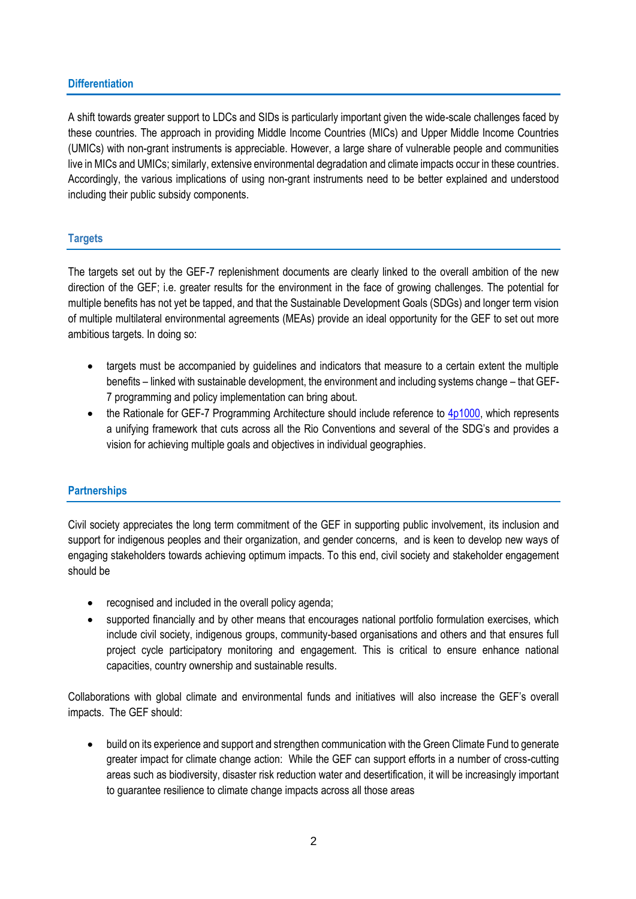## Differentiation

A shift towards greater support to LDCs and SIDs is particularly important given the wide-scale challenges faced by these countries. The approach in providing Middle Income Countries (MICs) and Upper Middle Income Countries (UMICs) with non-grant instruments is appreciable. However, a large share of vulnerable people and communities live in MICs and UMICs; similarly, extensive environmental degradation and climate impacts occur in these countries. Accordingly, the various implications of using non-grant instruments need to be better explained and understood including their public subsidy components.

## Targets

The targets set out by the GEF-7 replenishment documents are clearly linked to the overall ambition of the new direction of the GEF; i.e. greater results for the environment in the face of growing challenges. The potential for multiple benefits has not yet be tapped, and that the Sustainable Development Goals (SDGs) and longer term vision of multiple multilateral environmental agreements (MEAs) provide an ideal opportunity for the GEF to set out more ambitious targets. In doing so:

- targets must be accompanied by guidelines and indicators that measure to a certain extent the multiple benefits – linked with sustainable development, the environment and including systems change – that GEF-7 programming and policy implementation can bring about.
- the Rationale for GEF-7 Programming Architecture should include reference to 4p1000, which represents a unifying framework that cuts across all the Rio Conventions and several of the SDG's and provides a vision for achieving multiple goals and objectives in individual geographies.

## Partnerships

Civil society appreciates the long term commitment of the GEF in supporting public involvement, its inclusion and support for indigenous peoples and their organization, and gender concerns, and is keen to develop new ways of engaging stakeholders towards achieving optimum impacts. To this end, civil society and stakeholder engagement should be

- recognised and included in the overall policy agenda;
- supported financially and by other means that encourages national portfolio formulation exercises, which include civil society, indigenous groups, community-based organisations and others and that ensures full project cycle participatory monitoring and engagement. This is critical to ensure enhance national capacities, country ownership and sustainable results.

Collaborations with global climate and environmental funds and initiatives will also increase the GEF's overall impacts. The GEF should:

- build on its experience and support and strengthen communication with the Green Climate Fund to generate greater impact for climate change action: While the GEF can support efforts in a number of cross-cutting areas such as biodiversity, disaster risk reduction water and desertification, it will be increasingly important to guarantee resilience to climate change impacts across all those areas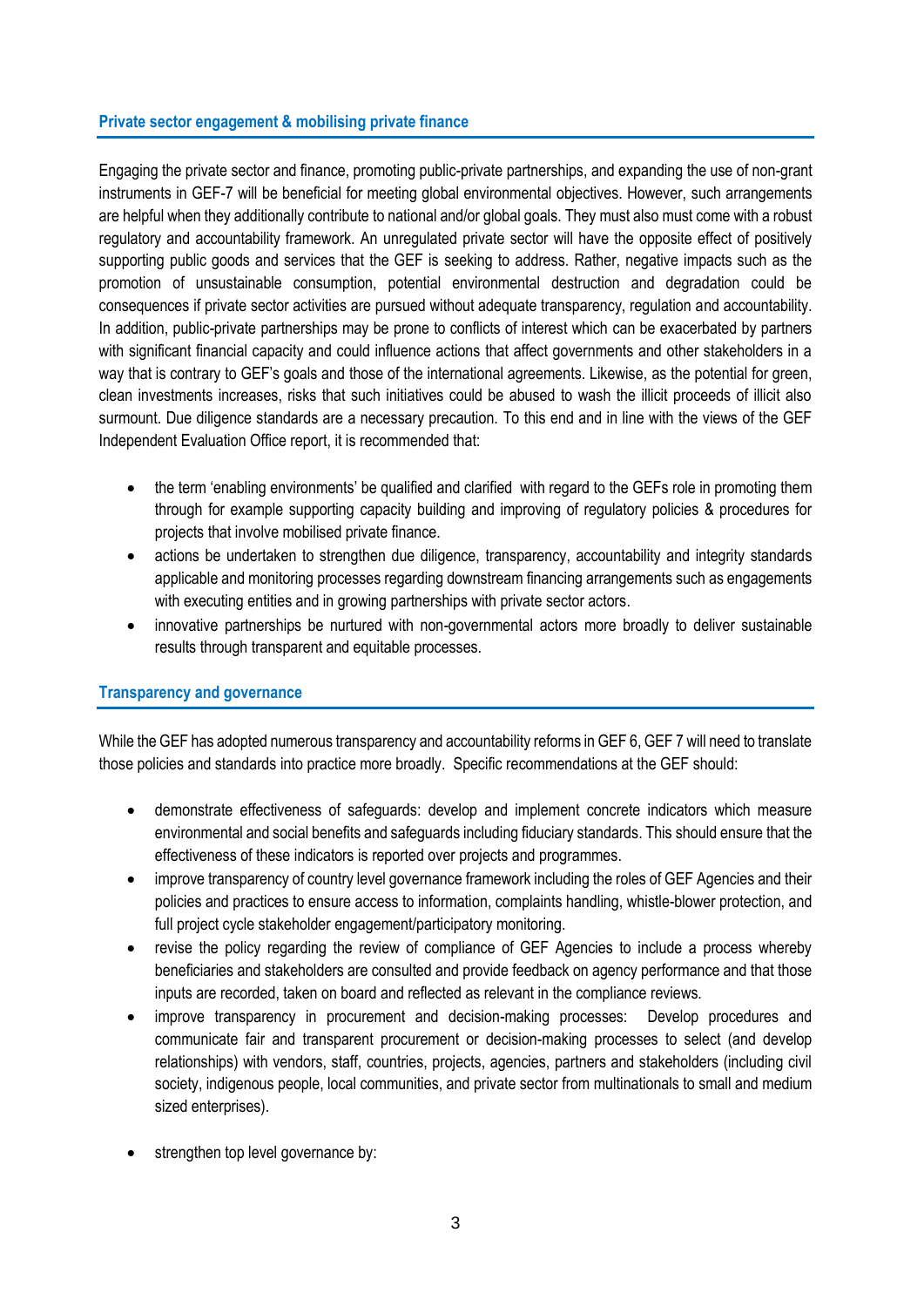## Private sector engagement & mobilising private finance

Engaging the private sector and finance, promoting public-private partnerships, and expanding the use of non-grant instruments in GEF-7 will be beneficial for meeting global environmental objectives. However, such arrangements are helpful when they additionally contribute to national and/or global goals. They must also must come with a robust regulatory and accountability framework. An unregulated private sector will have the opposite effect of positively supporting public goods and services that the GEF is seeking to address. Rather, negative impacts such as the promotion of unsustainable consumption, potential environmental destruction and degradation could be consequences if private sector activities are pursued without adequate transparency, regulation and accountability. In addition, public-private partnerships may be prone to conflicts of interest which can be exacerbated by partners with significant financial capacity and could influence actions that affect governments and other stakeholders in a way that is contrary to GEF's goals and those of the international agreements. Likewise, as the potential for green, clean investments increases, risks that such initiatives could be abused to wash the illicit proceeds of illicit also surmount. Due diligence standards are a necessary precaution. To this end and in line with the views of the GEF Independent Evaluation Office report, it is recommended that:

- the term 'enabling environments' be qualified and clarified with regard to the GEFs role in promoting them through for example supporting capacity building and improving of regulatory policies & procedures for projects that involve mobilised private finance.
- actions be undertaken to strengthen due diligence, transparency, accountability and integrity standards applicable and monitoring processes regarding downstream financing arrangements such as engagements with executing entities and in growing partnerships with private sector actors.
- innovative partnerships be nurtured with non-governmental actors more broadly to deliver sustainable results through transparent and equitable processes.

## Transparency and governance

While the GEF has adopted numerous transparency and accountability reforms in GEF 6, GEF 7 will need to translate those policies and standards into practice more broadly. Specific recommendations at the GEF should:

- demonstrate effectiveness of safeguards: develop and implement concrete indicators which measure environmental and social benefits and safeguards including fiduciary standards. This should ensure that the effectiveness of these indicators is reported over projects and programmes.
- improve transparency of country level governance framework including the roles of GEF Agencies and their policies and practices to ensure access to information, complaints handling, whistle-blower protection, and full project cycle stakeholder engagement/participatory monitoring.
- revise the policy regarding the review of compliance of GEF Agencies to include a process whereby beneficiaries and stakeholders are consulted and provide feedback on agency performance and that those inputs are recorded, taken on board and reflected as relevant in the compliance reviews.
- improve transparency in procurement and decision-making processes: Develop procedures and communicate fair and transparent procurement or decision-making processes to select (and develop relationships) with vendors, staff, countries, projects, agencies, partners and stakeholders (including civil society, indigenous people, local communities, and private sector from multinationals to small and medium sized enterprises).
- strengthen top level governance by: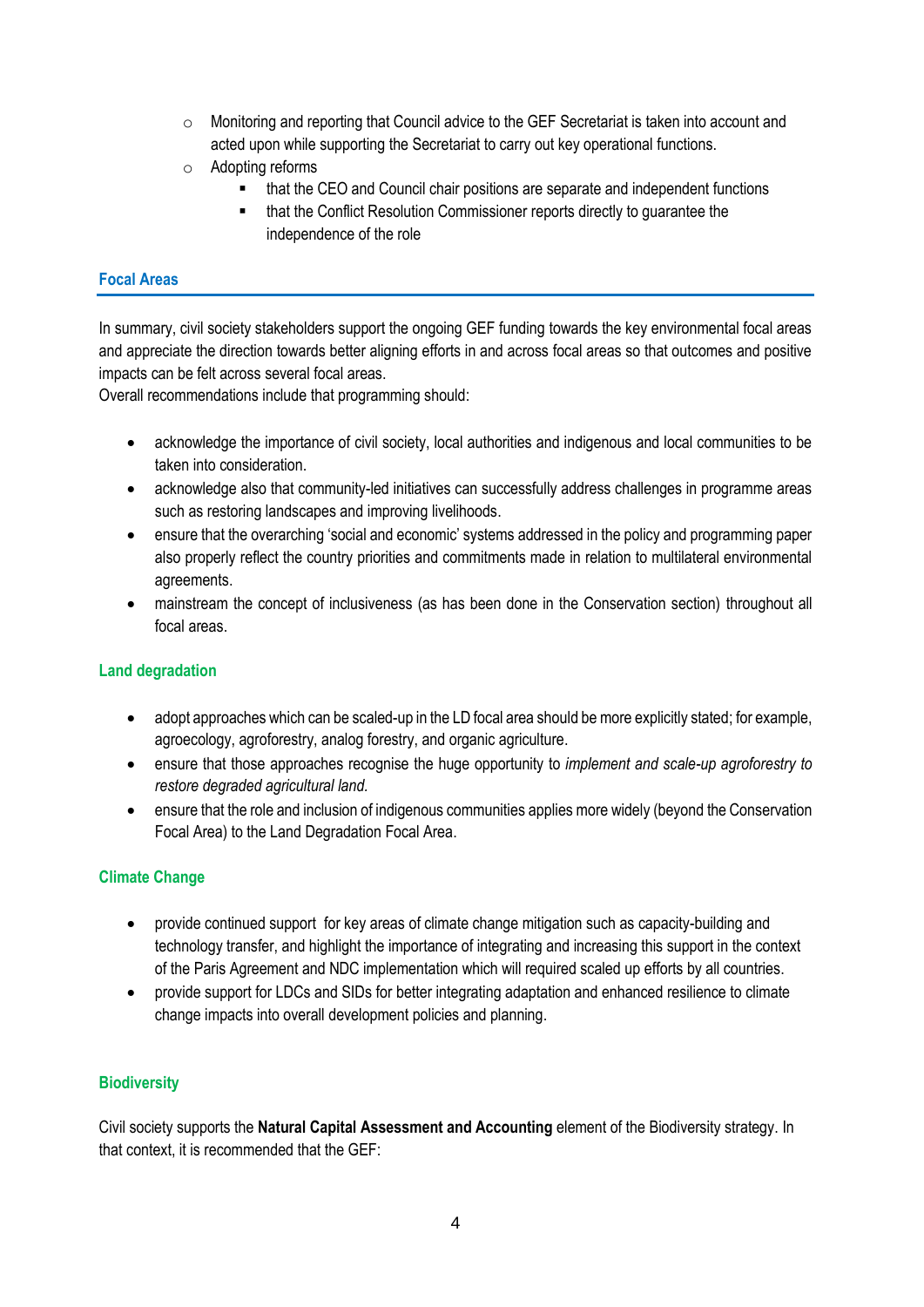- Monitoring and reporting that Council advice to the GEF Secretariat is taken into account and acted upon while supporting the Secretariat to carry out key operational functions.
  - Adopting reforms
    - that the CEO and Council chair positions are separate and independent functions
    - that the Conflict Resolution Commissioner reports directly to guarantee the independence of the role

## Focal Areas

In summary, civil society stakeholders support the ongoing GEF funding towards the key environmental focal areas and appreciate the direction towards better aligning efforts in and across focal areas so that outcomes and positive impacts can be felt across several focal areas.
Overall recommendations include that programming should:

- acknowledge the importance of civil society, local authorities and indigenous and local communities to be taken into consideration.
- acknowledge also that community-led initiatives can successfully address challenges in programme areas such as restoring landscapes and improving livelihoods.
- ensure that the overarching 'social and economic' systems addressed in the policy and programming paper also properly reflect the country priorities and commitments made in relation to multilateral environmental agreements.
- mainstream the concept of inclusiveness (as has been done in the Conservation section) throughout all focal areas.

### Land degradation

- adopt approaches which can be scaled-up in the LD focal area should be more explicitly stated; for example, agroecology, agroforestry, analog forestry, and organic agriculture.
- ensure that those approaches recognise the huge opportunity to *implement and scale-up agroforestry to restore degraded agricultural land.*
- ensure that the role and inclusion of indigenous communities applies more widely (beyond the Conservation Focal Area) to the Land Degradation Focal Area.

### Climate Change

- provide continued support for key areas of climate change mitigation such as capacity-building and technology transfer, and highlight the importance of integrating and increasing this support in the context of the Paris Agreement and NDC implementation which will required scaled up efforts by all countries.
- provide support for LDCs and SIDs for better integrating adaptation and enhanced resilience to climate change impacts into overall development policies and planning.

### Biodiversity

Civil society supports the **Natural Capital Assessment and Accounting** element of the Biodiversity strategy. In that context, it is recommended that the GEF: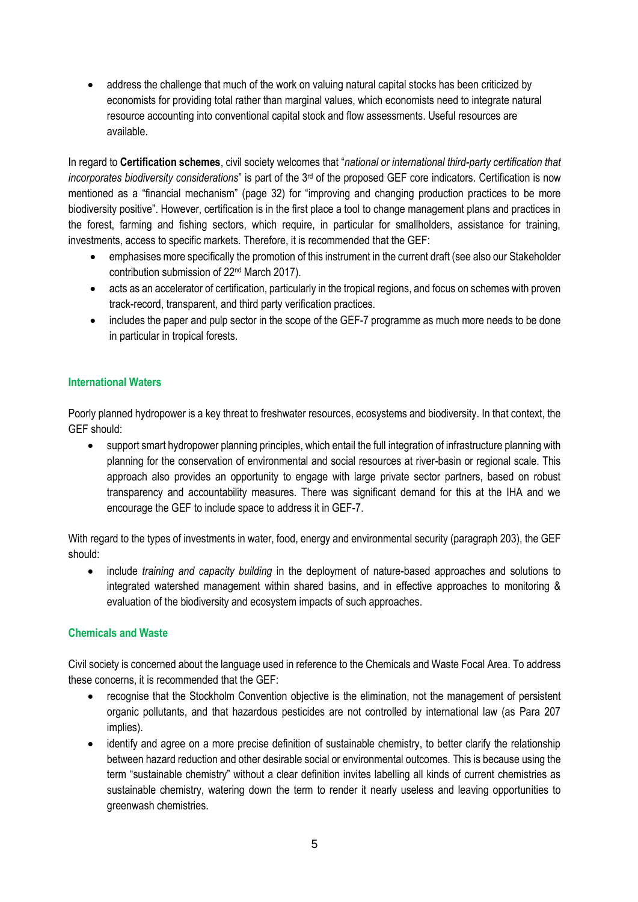- address the challenge that much of the work on valuing natural capital stocks has been criticized by economists for providing total rather than marginal values, which economists need to integrate natural resource accounting into conventional capital stock and flow assessments. Useful resources are available.

In regard to **Certification schemes**, civil society welcomes that "*national or international third-party certification that incorporates biodiversity considerations*" is part of the 3rd of the proposed GEF core indicators. Certification is now mentioned as a "financial mechanism" (page 32) for "improving and changing production practices to be more biodiversity positive". However, certification is in the first place a tool to change management plans and practices in the forest, farming and fishing sectors, which require, in particular for smallholders, assistance for training, investments, access to specific markets. Therefore, it is recommended that the GEF:

- emphasises more specifically the promotion of this instrument in the current draft (see also our Stakeholder contribution submission of 22nd March 2017).
- acts as an accelerator of certification, particularly in the tropical regions, and focus on schemes with proven track-record, transparent, and third party verification practices.
- includes the paper and pulp sector in the scope of the GEF-7 programme as much more needs to be done in particular in tropical forests.

### International Waters

Poorly planned hydropower is a key threat to freshwater resources, ecosystems and biodiversity. In that context, the GEF should:

- support smart hydropower planning principles, which entail the full integration of infrastructure planning with planning for the conservation of environmental and social resources at river-basin or regional scale. This approach also provides an opportunity to engage with large private sector partners, based on robust transparency and accountability measures. There was significant demand for this at the IHA and we encourage the GEF to include space to address it in GEF-7.

With regard to the types of investments in water, food, energy and environmental security (paragraph 203), the GEF should:

- include *training and capacity building* in the deployment of nature-based approaches and solutions to integrated watershed management within shared basins, and in effective approaches to monitoring & evaluation of the biodiversity and ecosystem impacts of such approaches.

### Chemicals and Waste

Civil society is concerned about the language used in reference to the Chemicals and Waste Focal Area. To address these concerns, it is recommended that the GEF:

- recognise that the Stockholm Convention objective is the elimination, not the management of persistent organic pollutants, and that hazardous pesticides are not controlled by international law (as Para 207 implies).
- identify and agree on a more precise definition of sustainable chemistry, to better clarify the relationship between hazard reduction and other desirable social or environmental outcomes. This is because using the term "sustainable chemistry" without a clear definition invites labelling all kinds of current chemistries as sustainable chemistry, watering down the term to render it nearly useless and leaving opportunities to greenwash chemistries.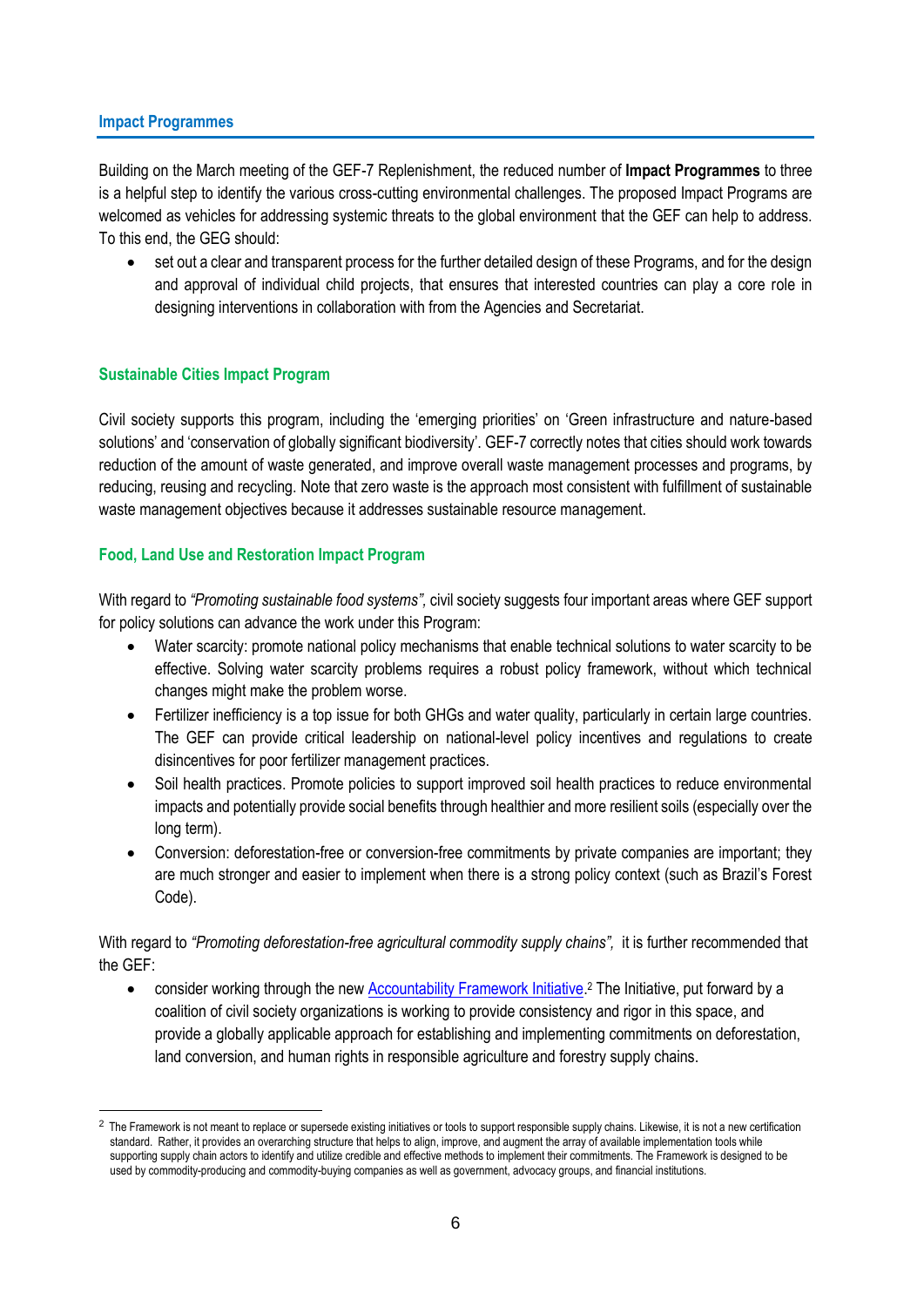## Impact Programmes

Building on the March meeting of the GEF-7 Replenishment, the reduced number of **Impact Programmes** to three is a helpful step to identify the various cross-cutting environmental challenges. The proposed Impact Programs are welcomed as vehicles for addressing systemic threats to the global environment that the GEF can help to address. To this end, the GEG should:

- set out a clear and transparent process for the further detailed design of these Programs, and for the design and approval of individual child projects, that ensures that interested countries can play a core role in designing interventions in collaboration with from the Agencies and Secretariat.

### Sustainable Cities Impact Program

Civil society supports this program, including the 'emerging priorities' on 'Green infrastructure and nature-based solutions' and 'conservation of globally significant biodiversity'. GEF-7 correctly notes that cities should work towards reduction of the amount of waste generated, and improve overall waste management processes and programs, by reducing, reusing and recycling. Note that zero waste is the approach most consistent with fulfillment of sustainable waste management objectives because it addresses sustainable resource management.

### Food, Land Use and Restoration Impact Program

With regard to *"Promoting sustainable food systems"*, civil society suggests four important areas where GEF support for policy solutions can advance the work under this Program:

- Water scarcity: promote national policy mechanisms that enable technical solutions to water scarcity to be effective. Solving water scarcity problems requires a robust policy framework, without which technical changes might make the problem worse.
- Fertilizer inefficiency is a top issue for both GHGs and water quality, particularly in certain large countries. The GEF can provide critical leadership on national-level policy incentives and regulations to create disincentives for poor fertilizer management practices.
- Soil health practices. Promote policies to support improved soil health practices to reduce environmental impacts and potentially provide social benefits through healthier and more resilient soils (especially over the long term).
- Conversion: deforestation-free or conversion-free commitments by private companies are important; they are much stronger and easier to implement when there is a strong policy context (such as Brazil's Forest Code).

With regard to *"Promoting deforestation-free agricultural commodity supply chains"*, it is further recommended that the GEF:

- consider working through the new Accountability Framework Initiative.[2] The Initiative, put forward by a coalition of civil society organizations is working to provide consistency and rigor in this space, and provide a globally applicable approach for establishing and implementing commitments on deforestation, land conversion, and human rights in responsible agriculture and forestry supply chains.

---

[2] The Framework is not meant to replace or supersede existing initiatives or tools to support responsible supply chains. Likewise, it is not a new certification standard. Rather, it provides an overarching structure that helps to align, improve, and augment the array of available implementation tools while supporting supply chain actors to identify and utilize credible and effective methods to implement their commitments. The Framework is designed to be used by commodity-producing and commodity-buying companies as well as government, advocacy groups, and financial institutions.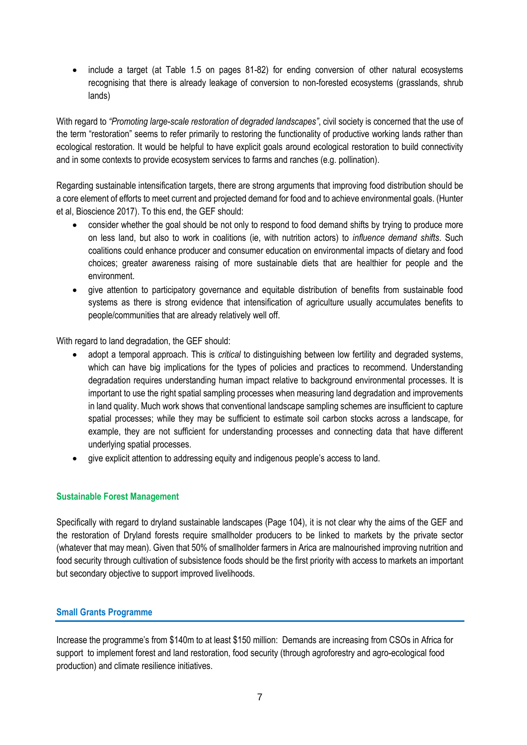- include a target (at Table 1.5 on pages 81-82) for ending conversion of other natural ecosystems recognising that there is already leakage of conversion to non-forested ecosystems (grasslands, shrub lands)

With regard to *"Promoting large-scale restoration of degraded landscapes"*, civil society is concerned that the use of the term "restoration" seems to refer primarily to restoring the functionality of productive working lands rather than ecological restoration. It would be helpful to have explicit goals around ecological restoration to build connectivity and in some contexts to provide ecosystem services to farms and ranches (e.g. pollination).

Regarding sustainable intensification targets, there are strong arguments that improving food distribution should be a core element of efforts to meet current and projected demand for food and to achieve environmental goals. (Hunter et al, Bioscience 2017). To this end, the GEF should:

- consider whether the goal should be not only to respond to food demand shifts by trying to produce more on less land, but also to work in coalitions (ie, with nutrition actors) to *influence demand shifts*. Such coalitions could enhance producer and consumer education on environmental impacts of dietary and food choices; greater awareness raising of more sustainable diets that are healthier for people and the environment.
- give attention to participatory governance and equitable distribution of benefits from sustainable food systems as there is strong evidence that intensification of agriculture usually accumulates benefits to people/communities that are already relatively well off.

With regard to land degradation, the GEF should:

- adopt a temporal approach. This is *critical* to distinguishing between low fertility and degraded systems, which can have big implications for the types of policies and practices to recommend. Understanding degradation requires understanding human impact relative to background environmental processes. It is important to use the right spatial sampling processes when measuring land degradation and improvements in land quality. Much work shows that conventional landscape sampling schemes are insufficient to capture spatial processes; while they may be sufficient to estimate soil carbon stocks across a landscape, for example, they are not sufficient for understanding processes and connecting data that have different underlying spatial processes.
- give explicit attention to addressing equity and indigenous people's access to land.

## Sustainable Forest Management

Specifically with regard to dryland sustainable landscapes (Page 104), it is not clear why the aims of the GEF and the restoration of Dryland forests require smallholder producers to be linked to markets by the private sector (whatever that may mean). Given that 50% of smallholder farmers in Arica are malnourished improving nutrition and food security through cultivation of subsistence foods should be the first priority with access to markets an important but secondary objective to support improved livelihoods.

## Small Grants Programme

Increase the programme's from $140m to at least $150 million: Demands are increasing from CSOs in Africa for support to implement forest and land restoration, food security (through agroforestry and agro-ecological food production) and climate resilience initiatives.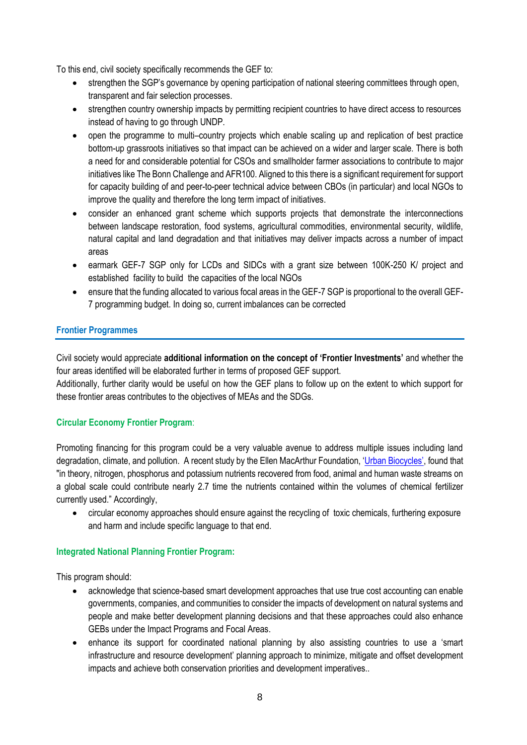To this end, civil society specifically recommends the GEF to:

- strengthen the SGP's governance by opening participation of national steering committees through open, transparent and fair selection processes.
- strengthen country ownership impacts by permitting recipient countries to have direct access to resources instead of having to go through UNDP.
- open the programme to multi–country projects which enable scaling up and replication of best practice bottom-up grassroots initiatives so that impact can be achieved on a wider and larger scale. There is both a need for and considerable potential for CSOs and smallholder farmer associations to contribute to major initiatives like The Bonn Challenge and AFR100. Aligned to this there is a significant requirement for support for capacity building of and peer-to-peer technical advice between CBOs (in particular) and local NGOs to improve the quality and therefore the long term impact of initiatives.
- consider an enhanced grant scheme which supports projects that demonstrate the interconnections between landscape restoration, food systems, agricultural commodities, environmental security, wildlife, natural capital and land degradation and that initiatives may deliver impacts across a number of impact areas
- earmark GEF-7 SGP only for LCDs and SIDCs with a grant size between 100K-250 K/ project and established facility to build the capacities of the local NGOs
- ensure that the funding allocated to various focal areas in the GEF-7 SGP is proportional to the overall GEF-7 programming budget. In doing so, current imbalances can be corrected

## Frontier Programmes

Civil society would appreciate **additional information on the concept of 'Frontier Investments'** and whether the four areas identified will be elaborated further in terms of proposed GEF support.
Additionally, further clarity would be useful on how the GEF plans to follow up on the extent to which support for these frontier areas contributes to the objectives of MEAs and the SDGs.

### Circular Economy Frontier Program:

Promoting financing for this program could be a very valuable avenue to address multiple issues including land degradation, climate, and pollution. A recent study by the Ellen MacArthur Foundation, 'Urban Biocycles', found that "in theory, nitrogen, phosphorus and potassium nutrients recovered from food, animal and human waste streams on a global scale could contribute nearly 2.7 time the nutrients contained within the volumes of chemical fertilizer currently used." Accordingly,

- circular economy approaches should ensure against the recycling of toxic chemicals, furthering exposure and harm and include specific language to that end.

### Integrated National Planning Frontier Program:

This program should:

- acknowledge that science-based smart development approaches that use true cost accounting can enable governments, companies, and communities to consider the impacts of development on natural systems and people and make better development planning decisions and that these approaches could also enhance GEBs under the Impact Programs and Focal Areas.
- enhance its support for coordinated national planning by also assisting countries to use a 'smart infrastructure and resource development' planning approach to minimize, mitigate and offset development impacts and achieve both conservation priorities and development imperatives..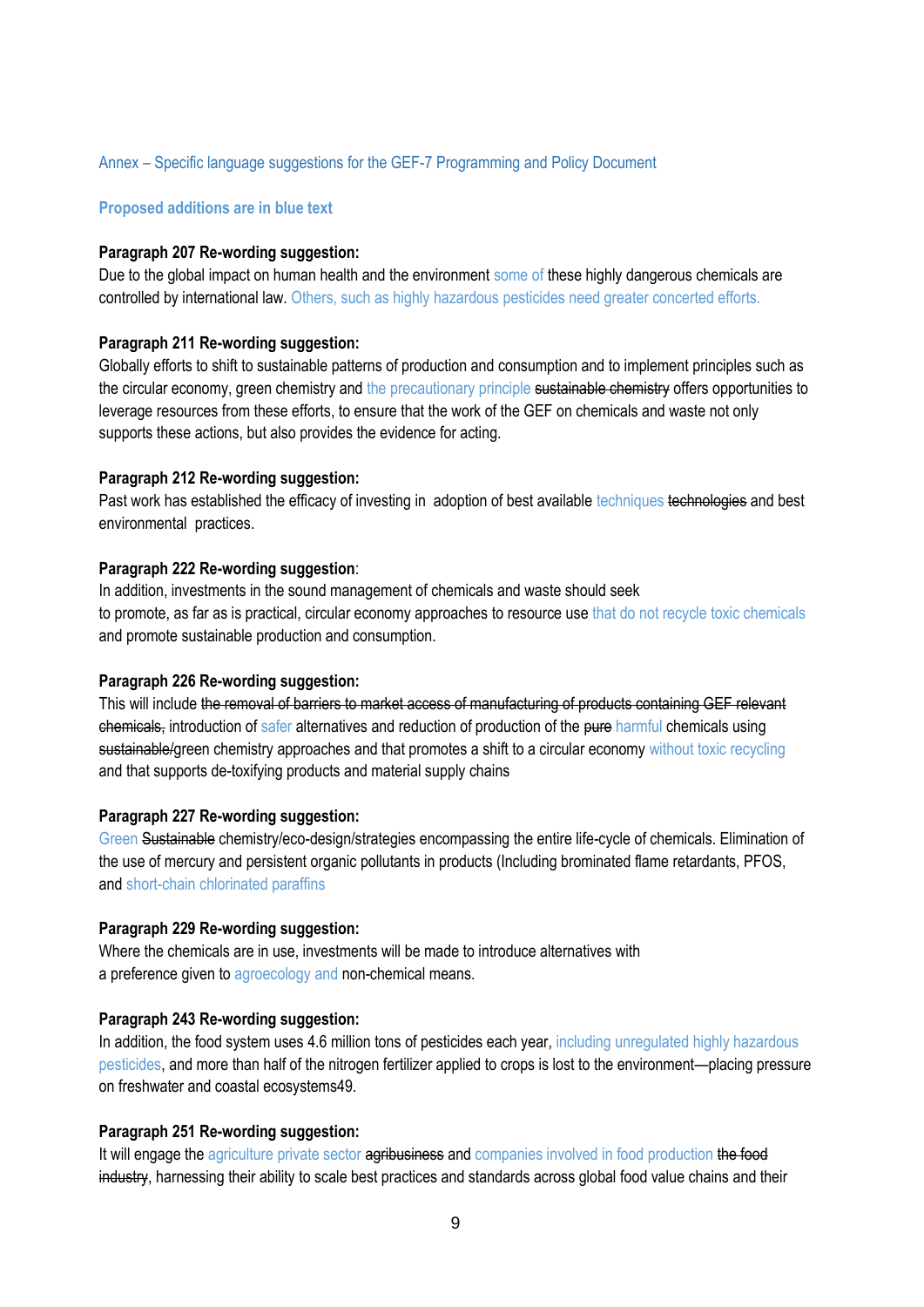Annex – Specific language suggestions for the GEF-7 Programming and Policy Document

**Proposed additions are in blue text**

**Paragraph 207 Re-wording suggestion:**

Due to the global impact on human health and the environment some of these highly dangerous chemicals are controlled by international law. Others, such as highly hazardous pesticides need greater concerted efforts.

**Paragraph 211 Re-wording suggestion:**

Globally efforts to shift to sustainable patterns of production and consumption and to implement principles such as the circular economy, green chemistry and the precautionary principle ~~sustainable chemistry~~ offers opportunities to leverage resources from these efforts, to ensure that the work of the GEF on chemicals and waste not only supports these actions, but also provides the evidence for acting.

**Paragraph 212 Re-wording suggestion:**

Past work has established the efficacy of investing in adoption of best available techniques ~~technologies~~ and best environmental practices.

**Paragraph 222 Re-wording suggestion**:

In addition, investments in the sound management of chemicals and waste should seek to promote, as far as is practical, circular economy approaches to resource use that do not recycle toxic chemicals and promote sustainable production and consumption.

**Paragraph 226 Re-wording suggestion:**

This will include ~~the removal of barriers to market access of manufacturing of products containing GEF relevant chemicals,~~ introduction of safer alternatives and reduction of production of the ~~pure~~ harmful chemicals using ~~sustainable/~~green chemistry approaches and that promotes a shift to a circular economy without toxic recycling and that supports de-toxifying products and material supply chains

**Paragraph 227 Re-wording suggestion:**

Green ~~Sustainable~~ chemistry/eco-design/strategies encompassing the entire life-cycle of chemicals. Elimination of the use of mercury and persistent organic pollutants in products (Including brominated flame retardants, PFOS, and short-chain chlorinated paraffins

**Paragraph 229 Re-wording suggestion:**

Where the chemicals are in use, investments will be made to introduce alternatives with a preference given to agroecology and non-chemical means.

**Paragraph 243 Re-wording suggestion:**

In addition, the food system uses 4.6 million tons of pesticides each year, including unregulated highly hazardous pesticides, and more than half of the nitrogen fertilizer applied to crops is lost to the environment—placing pressure on freshwater and coastal ecosystems49.

**Paragraph 251 Re-wording suggestion:**

It will engage the agriculture private sector ~~agribusiness~~ and companies involved in food production ~~the food industry~~, harnessing their ability to scale best practices and standards across global food value chains and their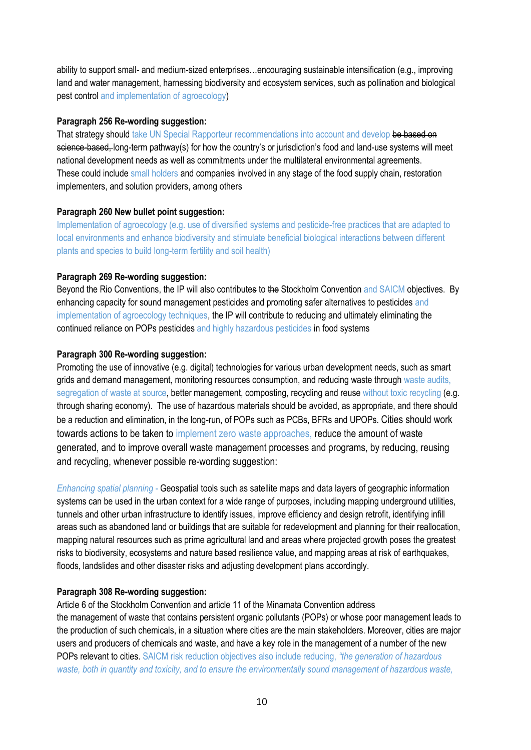ability to support small- and medium-sized enterprises…encouraging sustainable intensification (e.g., improving land and water management, harnessing biodiversity and ecosystem services, such as pollination and biological pest control and implementation of agroecology)

**Paragraph 256 Re-wording suggestion:**

That strategy should take UN Special Rapporteur recommendations into account and develop ~~be based on science-based,~~ long-term pathway(s) for how the country's or jurisdiction's food and land-use systems will meet national development needs as well as commitments under the multilateral environmental agreements. These could include small holders and companies involved in any stage of the food supply chain, restoration implementers, and solution providers, among others

**Paragraph 260 New bullet point suggestion:**

Implementation of agroecology (e.g. use of diversified systems and pesticide-free practices that are adapted to local environments and enhance biodiversity and stimulate beneficial biological interactions between different plants and species to build long-term fertility and soil health)

**Paragraph 269 Re-wording suggestion:**

Beyond the Rio Conventions, the IP will also contribute~~s~~ to ~~the~~ Stockholm Convention and SAICM objectives. By enhancing capacity for sound management pesticides and promoting safer alternatives to pesticides and implementation of agroecology techniques, the IP will contribute to reducing and ultimately eliminating the continued reliance on POPs pesticides and highly hazardous pesticides in food systems

**Paragraph 300 Re-wording suggestion:**

Promoting the use of innovative (e.g. digital) technologies for various urban development needs, such as smart grids and demand management, monitoring resources consumption, and reducing waste through waste audits, segregation of waste at source, better management, composting, recycling and reuse without toxic recycling (e.g. through sharing economy). The use of hazardous materials should be avoided, as appropriate, and there should be a reduction and elimination, in the long-run, of POPs such as PCBs, BFRs and UPOPs. Cities should work towards actions to be taken to implement zero waste approaches, reduce the amount of waste generated, and to improve overall waste management processes and programs, by reducing, reusing and recycling, whenever possible re-wording suggestion:

*Enhancing spatial planning -* Geospatial tools such as satellite maps and data layers of geographic information systems can be used in the urban context for a wide range of purposes, including mapping underground utilities, tunnels and other urban infrastructure to identify issues, improve efficiency and design retrofit, identifying infill areas such as abandoned land or buildings that are suitable for redevelopment and planning for their reallocation, mapping natural resources such as prime agricultural land and areas where projected growth poses the greatest risks to biodiversity, ecosystems and nature based resilience value, and mapping areas at risk of earthquakes, floods, landslides and other disaster risks and adjusting development plans accordingly.

**Paragraph 308 Re-wording suggestion:**

Article 6 of the Stockholm Convention and article 11 of the Minamata Convention address the management of waste that contains persistent organic pollutants (POPs) or whose poor management leads to the production of such chemicals, in a situation where cities are the main stakeholders. Moreover, cities are major users and producers of chemicals and waste, and have a key role in the management of a number of the new POPs relevant to cities. SAICM risk reduction objectives also include reducing, *"the generation of hazardous waste, both in quantity and toxicity, and to ensure the environmentally sound management of hazardous waste,*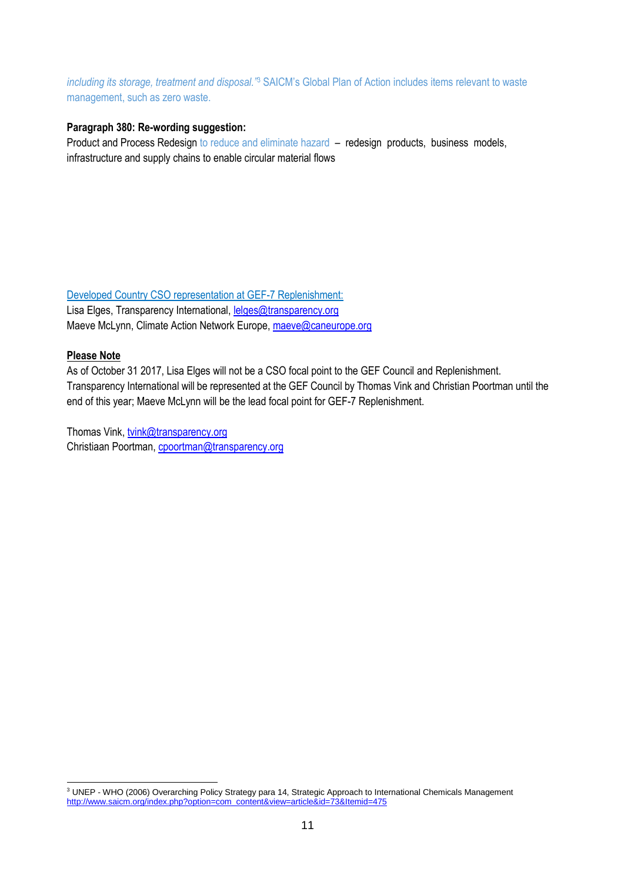*including its storage, treatment and disposal."*[3] SAICM's Global Plan of Action includes items relevant to waste management, such as zero waste.

**Paragraph 380: Re-wording suggestion:**

Product and Process Redesign to reduce and eliminate hazard – redesign products, business models, infrastructure and supply chains to enable circular material flows

Developed Country CSO representation at GEF-7 Replenishment:

Lisa Elges, Transparency International, lelges@transparency.org

Maeve McLynn, Climate Action Network Europe, maeve@caneurope.org

**Please Note**

As of October 31 2017, Lisa Elges will not be a CSO focal point to the GEF Council and Replenishment. Transparency International will be represented at the GEF Council by Thomas Vink and Christian Poortman until the end of this year; Maeve McLynn will be the lead focal point for GEF-7 Replenishment.

Thomas Vink, tvink@transparency.org

Christiaan Poortman, cpoortman@transparency.org

[3] UNEP - WHO (2006) Overarching Policy Strategy para 14, Strategic Approach to International Chemicals Management http://www.saicm.org/index.php?option=com_content&view=article&id=73&Itemid=475